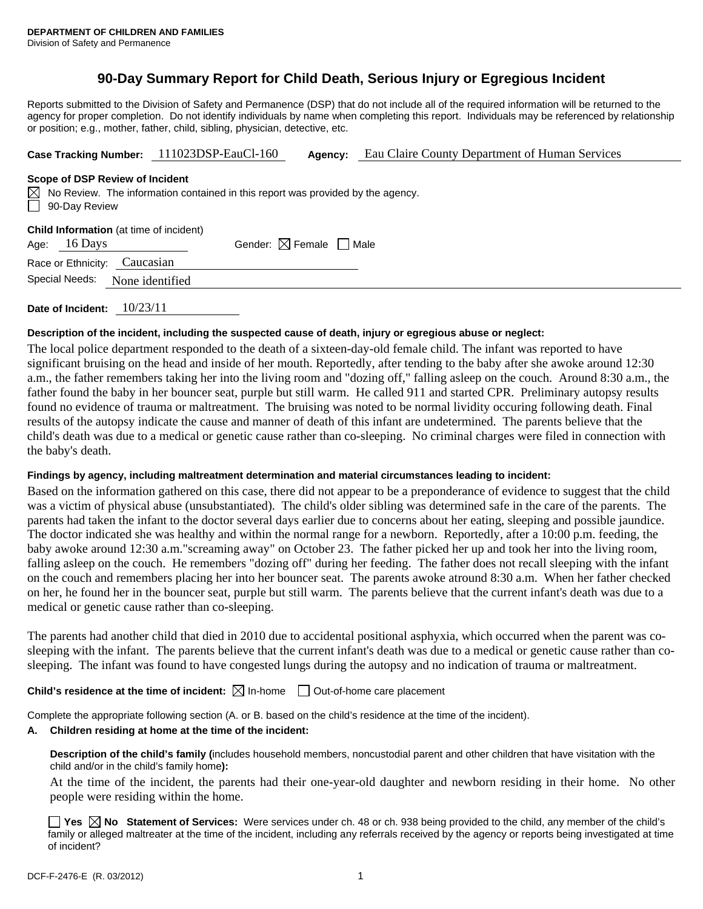**DEPARTMENT OF CHILDREN AND FAMILIES**
Division of Safety and Permanence

# 90-Day Summary Report for Child Death, Serious Injury or Egregious Incident

Reports submitted to the Division of Safety and Permanence (DSP) that do not include all of the required information will be returned to the agency for proper completion. Do not identify individuals by name when completing this report. Individuals may be referenced by relationship or position; e.g., mother, father, child, sibling, physician, detective, etc.

**Case Tracking Number:** 111023DSP-EauCl-160 **Agency:** Eau Claire County Department of Human Services

**Scope of DSP Review of Incident**

☒ No Review. The information contained in this report was provided by the agency.
☐ 90-Day Review

**Child Information** (at time of incident)

Age: 16 Days Gender: ☒ Female ☐ Male

Race or Ethnicity: Caucasian

Special Needs: None identified

**Date of Incident:** 10/23/11

**Description of the incident, including the suspected cause of death, injury or egregious abuse or neglect:**

The local police department responded to the death of a sixteen-day-old female child. The infant was reported to have significant bruising on the head and inside of her mouth. Reportedly, after tending to the baby after she awoke around 12:30 a.m., the father remembers taking her into the living room and "dozing off," falling asleep on the couch. Around 8:30 a.m., the father found the baby in her bouncer seat, purple but still warm. He called 911 and started CPR. Preliminary autopsy results found no evidence of trauma or maltreatment. The bruising was noted to be normal lividity occuring following death. Final results of the autopsy indicate the cause and manner of death of this infant are undetermined. The parents believe that the child's death was due to a medical or genetic cause rather than co-sleeping. No criminal charges were filed in connection with the baby's death.

**Findings by agency, including maltreatment determination and material circumstances leading to incident:**

Based on the information gathered on this case, there did not appear to be a preponderance of evidence to suggest that the child was a victim of physical abuse (unsubstantiated). The child's older sibling was determined safe in the care of the parents. The parents had taken the infant to the doctor several days earlier due to concerns about her eating, sleeping and possible jaundice. The doctor indicated she was healthy and within the normal range for a newborn. Reportedly, after a 10:00 p.m. feeding, the baby awoke around 12:30 a.m."screaming away" on October 23. The father picked her up and took her into the living room, falling asleep on the couch. He remembers "dozing off" during her feeding. The father does not recall sleeping with the infant on the couch and remembers placing her into her bouncer seat. The parents awoke atround 8:30 a.m. When her father checked on her, he found her in the bouncer seat, purple but still warm. The parents believe that the current infant's death was due to a medical or genetic cause rather than co-sleeping.

The parents had another child that died in 2010 due to accidental positional asphyxia, which occurred when the parent was co-sleeping with the infant. The parents believe that the current infant's death was due to a medical or genetic cause rather than co-sleeping. The infant was found to have congested lungs during the autopsy and no indication of trauma or maltreatment.

**Child's residence at the time of incident:** ☒ In-home ☐ Out-of-home care placement

Complete the appropriate following section (A. or B. based on the child's residence at the time of the incident).

**A. Children residing at home at the time of the incident:**

**Description of the child's family (**includes household members, noncustodial parent and other children that have visitation with the child and/or in the child's family home**):**

At the time of the incident, the parents had their one-year-old daughter and newborn residing in their home. No other people were residing within the home.

☐ **Yes** ☒ **No Statement of Services:** Were services under ch. 48 or ch. 938 being provided to the child, any member of the child's family or alleged maltreater at the time of the incident, including any referrals received by the agency or reports being investigated at time of incident?

DCF-F-2476-E (R. 03/2012)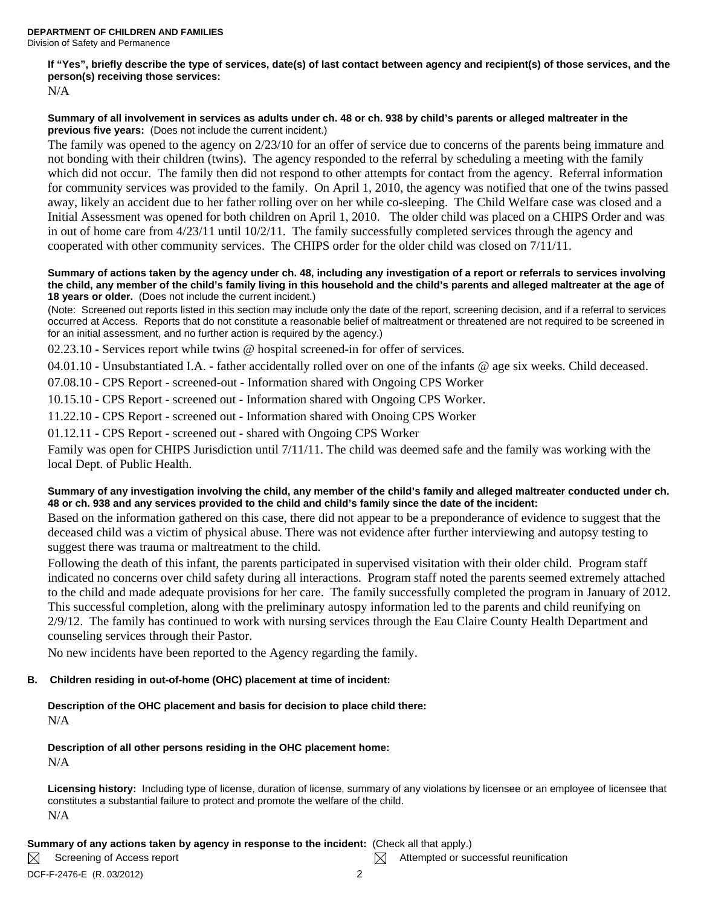**If "Yes", briefly describe the type of services, date(s) of last contact between agency and recipient(s) of those services, and the person(s) receiving those services:**

N/A

**Summary of all involvement in services as adults under ch. 48 or ch. 938 by child's parents or alleged maltreater in the previous five years:** (Does not include the current incident.)

The family was opened to the agency on 2/23/10 for an offer of service due to concerns of the parents being immature and not bonding with their children (twins). The agency responded to the referral by scheduling a meeting with the family which did not occur. The family then did not respond to other attempts for contact from the agency. Referral information for community services was provided to the family. On April 1, 2010, the agency was notified that one of the twins passed away, likely an accident due to her father rolling over on her while co-sleeping. The Child Welfare case was closed and a Initial Assessment was opened for both children on April 1, 2010. The older child was placed on a CHIPS Order and was in out of home care from 4/23/11 until 10/2/11. The family successfully completed services through the agency and cooperated with other community services. The CHIPS order for the older child was closed on 7/11/11.

**Summary of actions taken by the agency under ch. 48, including any investigation of a report or referrals to services involving the child, any member of the child's family living in this household and the child's parents and alleged maltreater at the age of 18 years or older.** (Does not include the current incident.)

(Note: Screened out reports listed in this section may include only the date of the report, screening decision, and if a referral to services occurred at Access. Reports that do not constitute a reasonable belief of maltreatment or threatened are not required to be screened in for an initial assessment, and no further action is required by the agency.)

02.23.10 - Services report while twins @ hospital screened-in for offer of services.

04.01.10 - Unsubstantiated I.A. - father accidentally rolled over on one of the infants @ age six weeks. Child deceased.

07.08.10 - CPS Report - screened-out - Information shared with Ongoing CPS Worker

10.15.10 - CPS Report - screened out - Information shared with Ongoing CPS Worker.

11.22.10 - CPS Report - screened out - Information shared with Onoing CPS Worker

01.12.11 - CPS Report - screened out - shared with Ongoing CPS Worker

Family was open for CHIPS Jurisdiction until 7/11/11. The child was deemed safe and the family was working with the local Dept. of Public Health.

**Summary of any investigation involving the child, any member of the child's family and alleged maltreater conducted under ch. 48 or ch. 938 and any services provided to the child and child's family since the date of the incident:**

Based on the information gathered on this case, there did not appear to be a preponderance of evidence to suggest that the deceased child was a victim of physical abuse. There was not evidence after further interviewing and autopsy testing to suggest there was trauma or maltreatment to the child.

Following the death of this infant, the parents participated in supervised visitation with their older child. Program staff indicated no concerns over child safety during all interactions. Program staff noted the parents seemed extremely attached to the child and made adequate provisions for her care. The family successfully completed the program in January of 2012. This successful completion, along with the preliminary autospy information led to the parents and child reunifying on 2/9/12. The family has continued to work with nursing services through the Eau Claire County Health Department and counseling services through their Pastor.

No new incidents have been reported to the Agency regarding the family.

**B. Children residing in out-of-home (OHC) placement at time of incident:**

**Description of the OHC placement and basis for decision to place child there:**

N/A

**Description of all other persons residing in the OHC placement home:**

N/A

**Licensing history:** Including type of license, duration of license, summary of any violations by licensee or an employee of licensee that constitutes a substantial failure to protect and promote the welfare of the child.

N/A

**Summary of any actions taken by agency in response to the incident:** (Check all that apply.)

☒ Screening of Access report

☒ Attempted or successful reunification

DCF-F-2476-E (R. 03/2012)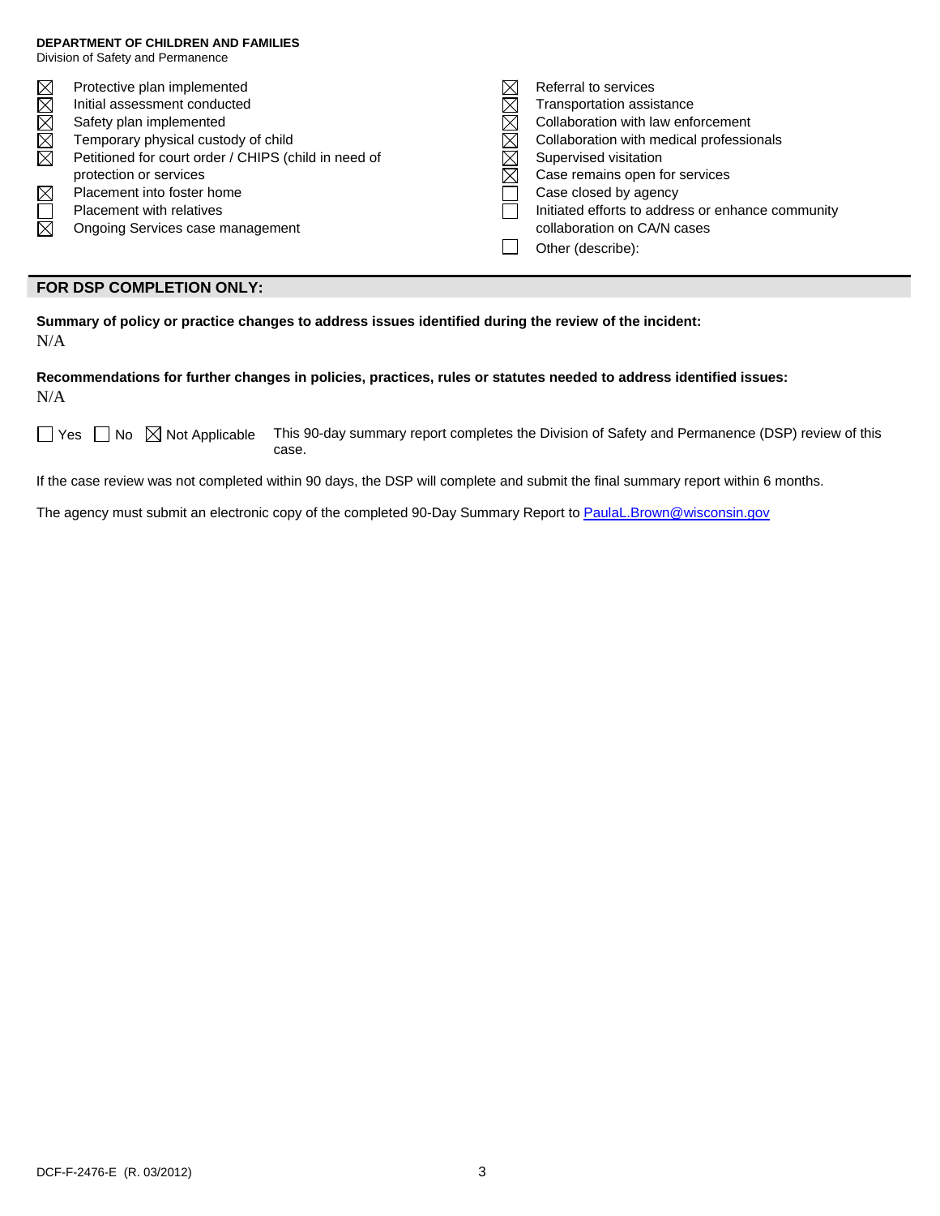**DEPARTMENT OF CHILDREN AND FAMILIES**
Division of Safety and Permanence

- ☒ Protective plan implemented
- ☒ Initial assessment conducted
- ☒ Safety plan implemented
- ☒ Temporary physical custody of child
- ☒ Petitioned for court order / CHIPS (child in need of protection or services
- ☒ Placement into foster home
- ☐ Placement with relatives
- ☒ Ongoing Services case management
- ☒ Referral to services
- ☒ Transportation assistance
- ☒ Collaboration with law enforcement
- ☒ Collaboration with medical professionals
- ☒ Supervised visitation
- ☒ Case remains open for services
- ☐ Case closed by agency
- ☐ Initiated efforts to address or enhance community collaboration on CA/N cases
- ☐ Other (describe):

## FOR DSP COMPLETION ONLY:

**Summary of policy or practice changes to address issues identified during the review of the incident:**
N/A

**Recommendations for further changes in policies, practices, rules or statutes needed to address identified issues:**
N/A

☐ Yes ☐ No ☒ Not Applicable This 90-day summary report completes the Division of Safety and Permanence (DSP) review of this case.

If the case review was not completed within 90 days, the DSP will complete and submit the final summary report within 6 months.

The agency must submit an electronic copy of the completed 90-Day Summary Report to PaulaL.Brown@wisconsin.gov

DCF-F-2476-E (R. 03/2012)